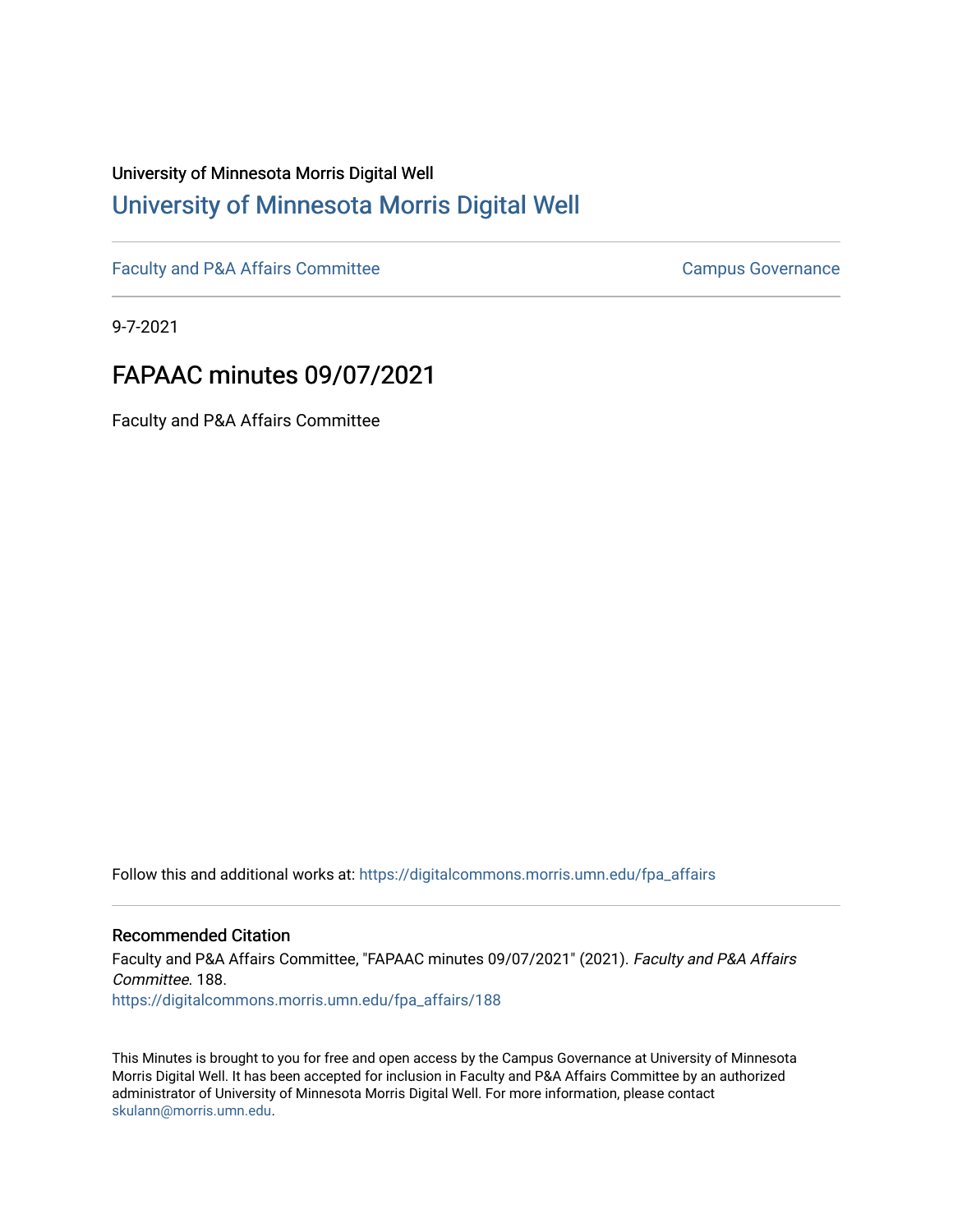University of Minnesota Morris Digital Well

## University of Minnesota Morris Digital Well

Faculty and P&A Affairs Committee | Campus Governance

9-7-2021

# FAPAAC minutes 09/07/2021

Faculty and P&A Affairs Committee

Follow this and additional works at: https://digitalcommons.morris.umn.edu/fpa_affairs

### Recommended Citation

Faculty and P&A Affairs Committee, "FAPAAC minutes 09/07/2021" (2021). *Faculty and P&A Affairs Committee*. 188.
https://digitalcommons.morris.umn.edu/fpa_affairs/188

This Minutes is brought to you for free and open access by the Campus Governance at University of Minnesota Morris Digital Well. It has been accepted for inclusion in Faculty and P&A Affairs Committee by an authorized administrator of University of Minnesota Morris Digital Well. For more information, please contact skulann@morris.umn.edu.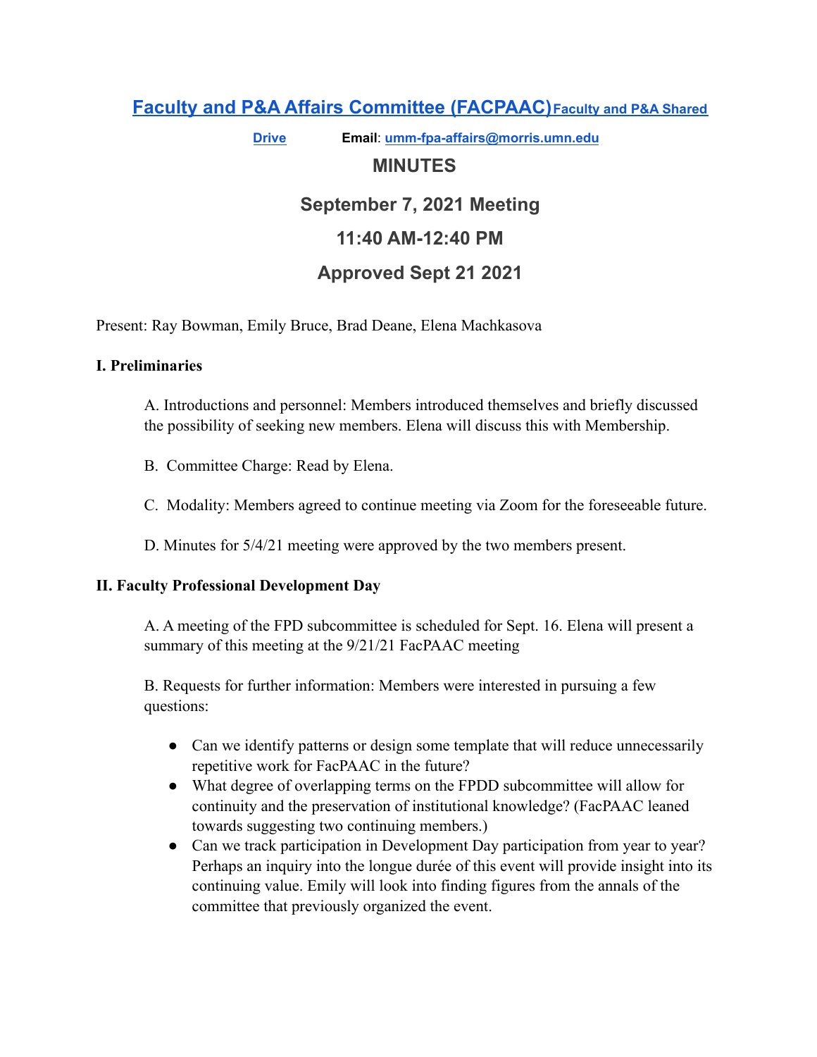# [Faculty and P&A Affairs Committee (FACPAAC)](#) [Faculty and P&A Shared Drive](#)

**Email**: [umm-fpa-affairs@morris.umn.edu](mailto:umm-fpa-affairs@morris.umn.edu)

## MINUTES

## September 7, 2021 Meeting

## 11:40 AM-12:40 PM

## Approved Sept 21 2021

Present: Ray Bowman, Emily Bruce, Brad Deane, Elena Machkasova

**I. Preliminaries**

A. Introductions and personnel: Members introduced themselves and briefly discussed the possibility of seeking new members. Elena will discuss this with Membership.

B. Committee Charge: Read by Elena.

C. Modality: Members agreed to continue meeting via Zoom for the foreseeable future.

D. Minutes for 5/4/21 meeting were approved by the two members present.

**II. Faculty Professional Development Day**

A. A meeting of the FPD subcommittee is scheduled for Sept. 16. Elena will present a summary of this meeting at the 9/21/21 FacPAAC meeting

B. Requests for further information: Members were interested in pursuing a few questions:

- Can we identify patterns or design some template that will reduce unnecessarily repetitive work for FacPAAC in the future?
- What degree of overlapping terms on the FPDD subcommittee will allow for continuity and the preservation of institutional knowledge? (FacPAAC leaned towards suggesting two continuing members.)
- Can we track participation in Development Day participation from year to year? Perhaps an inquiry into the longue durée of this event will provide insight into its continuing value. Emily will look into finding figures from the annals of the committee that previously organized the event.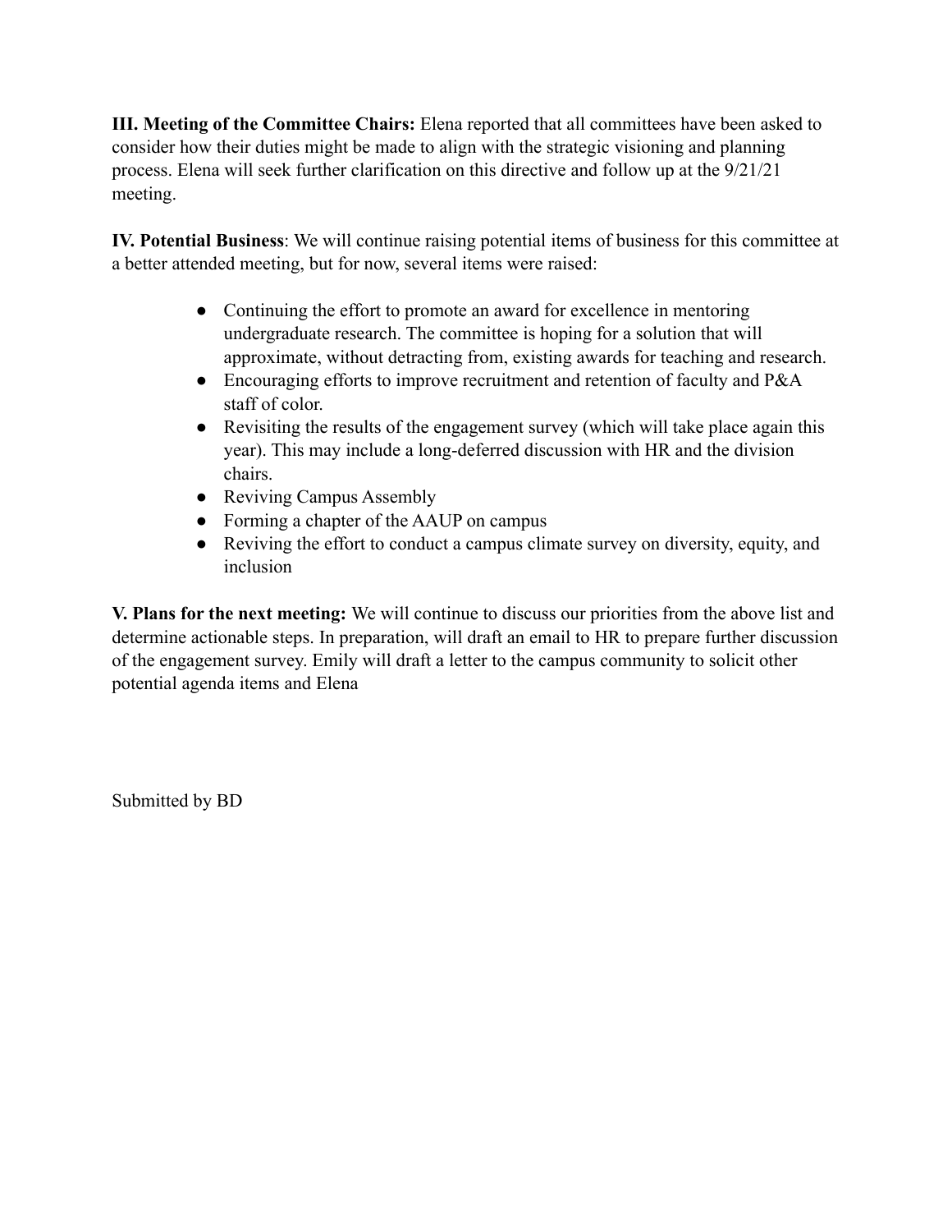**III. Meeting of the Committee Chairs:** Elena reported that all committees have been asked to consider how their duties might be made to align with the strategic visioning and planning process. Elena will seek further clarification on this directive and follow up at the 9/21/21 meeting.

**IV. Potential Business**: We will continue raising potential items of business for this committee at a better attended meeting, but for now, several items were raised:

- Continuing the effort to promote an award for excellence in mentoring undergraduate research. The committee is hoping for a solution that will approximate, without detracting from, existing awards for teaching and research.
- Encouraging efforts to improve recruitment and retention of faculty and P&A staff of color.
- Revisiting the results of the engagement survey (which will take place again this year). This may include a long-deferred discussion with HR and the division chairs.
- Reviving Campus Assembly
- Forming a chapter of the AAUP on campus
- Reviving the effort to conduct a campus climate survey on diversity, equity, and inclusion

**V. Plans for the next meeting:** We will continue to discuss our priorities from the above list and determine actionable steps. In preparation, will draft an email to HR to prepare further discussion of the engagement survey. Emily will draft a letter to the campus community to solicit other potential agenda items and Elena

Submitted by BD